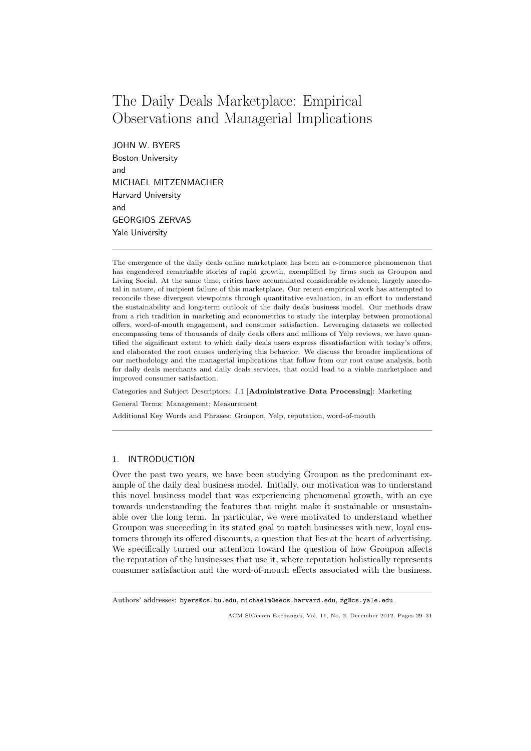# The Daily Deals Marketplace: Empirical Observations and Managerial Implications

JOHN W. BYERS
Boston University
and
MICHAEL MITZENMACHER
Harvard University
and
GEORGIOS ZERVAS
Yale University

---

The emergence of the daily deals online marketplace has been an e-commerce phenomenon that has engendered remarkable stories of rapid growth, exemplified by firms such as Groupon and Living Social. At the same time, critics have accumulated considerable evidence, largely anecdotal in nature, of incipient failure of this marketplace. Our recent empirical work has attempted to reconcile these divergent viewpoints through quantitative evaluation, in an effort to understand the sustainability and long-term outlook of the daily deals business model. Our methods draw from a rich tradition in marketing and econometrics to study the interplay between promotional offers, word-of-mouth engagement, and consumer satisfaction. Leveraging datasets we collected encompassing tens of thousands of daily deals offers and millions of Yelp reviews, we have quantified the significant extent to which daily deals users express dissatisfaction with today's offers, and elaborated the root causes underlying this behavior. We discuss the broader implications of our methodology and the managerial implications that follow from our root cause analysis, both for daily deals merchants and daily deals services, that could lead to a viable marketplace and improved consumer satisfaction.

Categories and Subject Descriptors: J.1 [**Administrative Data Processing**]: Marketing

General Terms: Management; Measurement

Additional Key Words and Phrases: Groupon, Yelp, reputation, word-of-mouth

---

## 1. INTRODUCTION

Over the past two years, we have been studying Groupon as the predominant example of the daily deal business model. Initially, our motivation was to understand this novel business model that was experiencing phenomenal growth, with an eye towards understanding the features that might make it sustainable or unsustainable over the long term. In particular, we were motivated to understand whether Groupon was succeeding in its stated goal to match businesses with new, loyal customers through its offered discounts, a question that lies at the heart of advertising. We specifically turned our attention toward the question of how Groupon affects the reputation of the businesses that use it, where reputation holistically represents consumer satisfaction and the word-of-mouth effects associated with the business.

---

Authors' addresses: byers@cs.bu.edu, michaelm@eecs.harvard.edu, zg@cs.yale.edu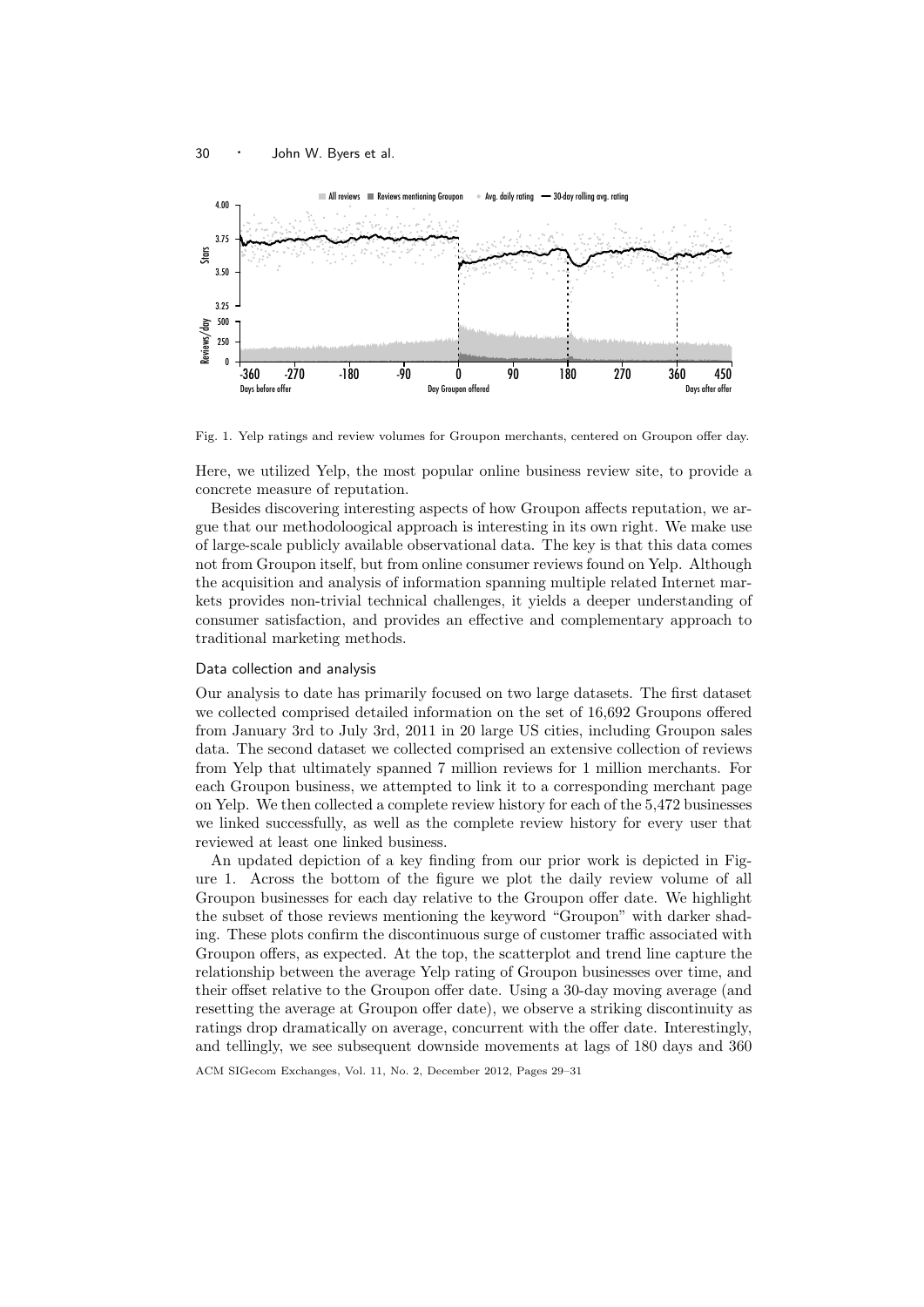Fig. 1. Yelp ratings and review volumes for Groupon merchants, centered on Groupon offer day.

Here, we utilized Yelp, the most popular online business review site, to provide a concrete measure of reputation.

Besides discovering interesting aspects of how Groupon affects reputation, we argue that our methodoloogical approach is interesting in its own right. We make use of large-scale publicly available observational data. The key is that this data comes not from Groupon itself, but from online consumer reviews found on Yelp. Although the acquisition and analysis of information spanning multiple related Internet markets provides non-trivial technical challenges, it yields a deeper understanding of consumer satisfaction, and provides an effective and complementary approach to traditional marketing methods.

### Data collection and analysis

Our analysis to date has primarily focused on two large datasets. The first dataset we collected comprised detailed information on the set of 16,692 Groupons offered from January 3rd to July 3rd, 2011 in 20 large US cities, including Groupon sales data. The second dataset we collected comprised an extensive collection of reviews from Yelp that ultimately spanned 7 million reviews for 1 million merchants. For each Groupon business, we attempted to link it to a corresponding merchant page on Yelp. We then collected a complete review history for each of the 5,472 businesses we linked successfully, as well as the complete review history for every user that reviewed at least one linked business.

An updated depiction of a key finding from our prior work is depicted in Figure 1. Across the bottom of the figure we plot the daily review volume of all Groupon businesses for each day relative to the Groupon offer date. We highlight the subset of those reviews mentioning the keyword "Groupon" with darker shading. These plots confirm the discontinuous surge of customer traffic associated with Groupon offers, as expected. At the top, the scatterplot and trend line capture the relationship between the average Yelp rating of Groupon businesses over time, and their offset relative to the Groupon offer date. Using a 30-day moving average (and resetting the average at Groupon offer date), we observe a striking discontinuity as ratings drop dramatically on average, concurrent with the offer date. Interestingly, and tellingly, we see subsequent downside movements at lags of 180 days and 360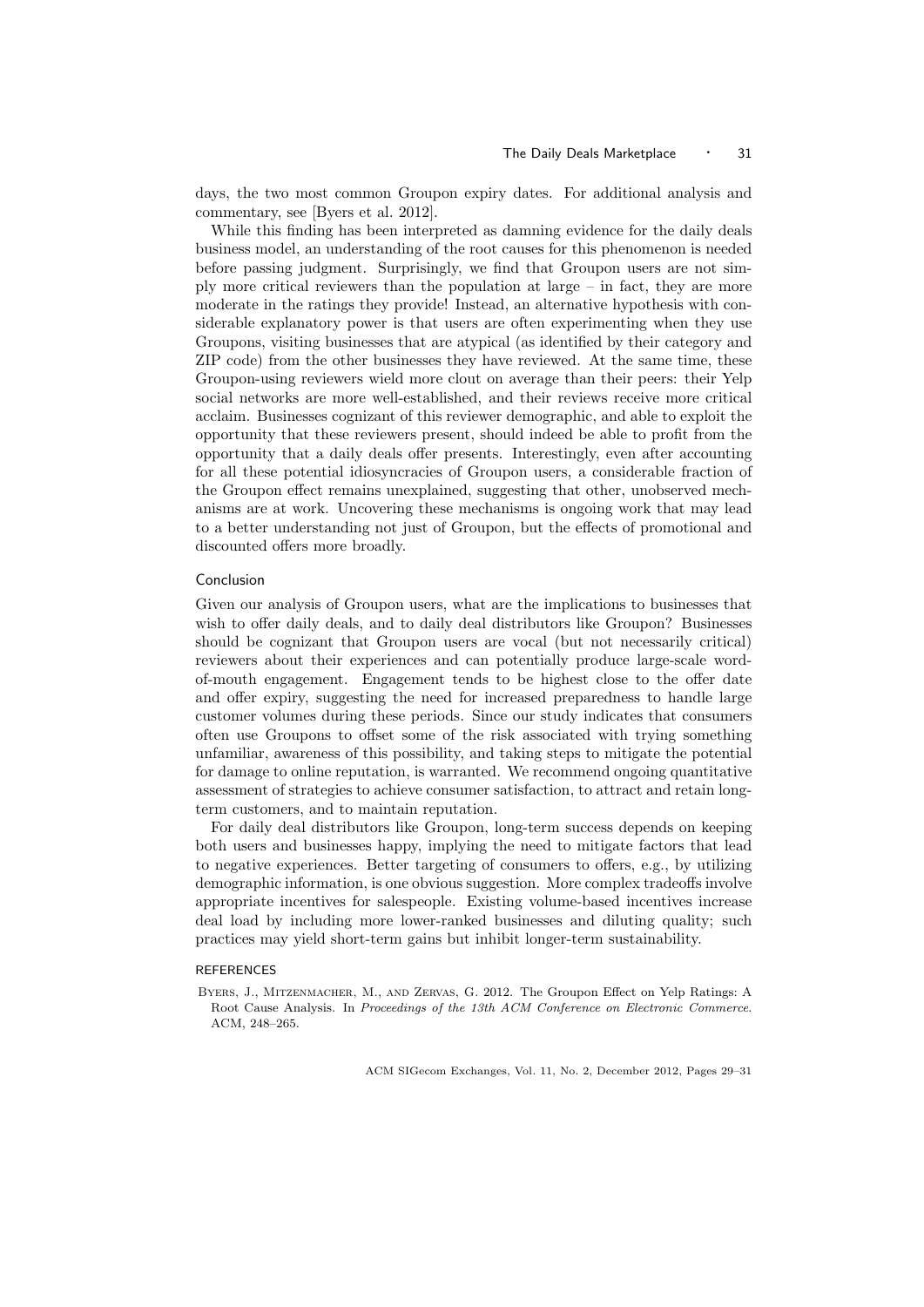days, the two most common Groupon expiry dates. For additional analysis and commentary, see [Byers et al. 2012].

While this finding has been interpreted as damning evidence for the daily deals business model, an understanding of the root causes for this phenomenon is needed before passing judgment. Surprisingly, we find that Groupon users are not simply more critical reviewers than the population at large – in fact, they are more moderate in the ratings they provide! Instead, an alternative hypothesis with considerable explanatory power is that users are often experimenting when they use Groupons, visiting businesses that are atypical (as identified by their category and ZIP code) from the other businesses they have reviewed. At the same time, these Groupon-using reviewers wield more clout on average than their peers: their Yelp social networks are more well-established, and their reviews receive more critical acclaim. Businesses cognizant of this reviewer demographic, and able to exploit the opportunity that these reviewers present, should indeed be able to profit from the opportunity that a daily deals offer presents. Interestingly, even after accounting for all these potential idiosyncracies of Groupon users, a considerable fraction of the Groupon effect remains unexplained, suggesting that other, unobserved mechanisms are at work. Uncovering these mechanisms is ongoing work that may lead to a better understanding not just of Groupon, but the effects of promotional and discounted offers more broadly.

## Conclusion

Given our analysis of Groupon users, what are the implications to businesses that wish to offer daily deals, and to daily deal distributors like Groupon? Businesses should be cognizant that Groupon users are vocal (but not necessarily critical) reviewers about their experiences and can potentially produce large-scale word-of-mouth engagement. Engagement tends to be highest close to the offer date and offer expiry, suggesting the need for increased preparedness to handle large customer volumes during these periods. Since our study indicates that consumers often use Groupons to offset some of the risk associated with trying something unfamiliar, awareness of this possibility, and taking steps to mitigate the potential for damage to online reputation, is warranted. We recommend ongoing quantitative assessment of strategies to achieve consumer satisfaction, to attract and retain long-term customers, and to maintain reputation.

For daily deal distributors like Groupon, long-term success depends on keeping both users and businesses happy, implying the need to mitigate factors that lead to negative experiences. Better targeting of consumers to offers, e.g., by utilizing demographic information, is one obvious suggestion. More complex tradeoffs involve appropriate incentives for salespeople. Existing volume-based incentives increase deal load by including more lower-ranked businesses and diluting quality; such practices may yield short-term gains but inhibit longer-term sustainability.

## REFERENCES

Byers, J., Mitzenmacher, M., and Zervas, G. 2012. The Groupon Effect on Yelp Ratings: A Root Cause Analysis. In *Proceedings of the 13th ACM Conference on Electronic Commerce*. ACM, 248–265.